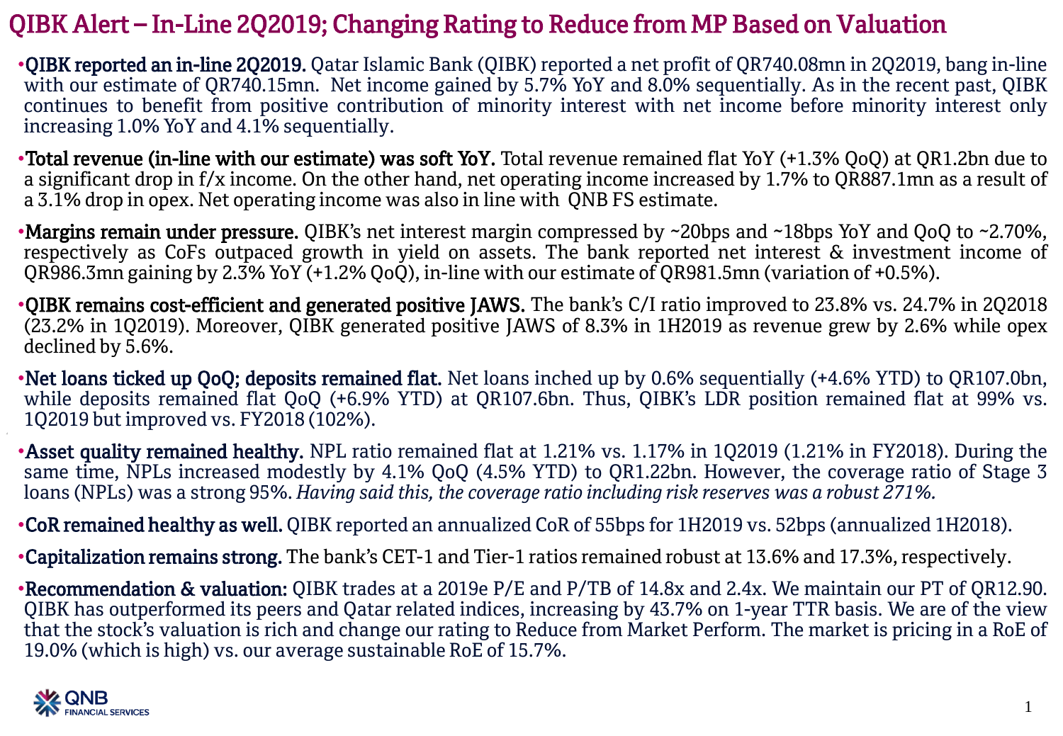# QIBK Alert – In-Line 2Q2019; Changing Rating to Reduce from MP Based on Valuation

- **QIBK reported an in-line 2Q2019.** Qatar Islamic Bank (QIBK) reported a net profit of QR740.08mn in 2Q2019, bang in-line with our estimate of QR740.15mn. Net income gained by 5.7% YoY and 8.0% sequentially. As in the recent past, QIBK continues to benefit from positive contribution of minority interest with net income before minority interest only increasing 1.0% YoY and 4.1% sequentially.

- **Total revenue (in-line with our estimate) was soft YoY.** Total revenue remained flat YoY (+1.3% QoQ) at QR1.2bn due to a significant drop in f/x income. On the other hand, net operating income increased by 1.7% to QR887.1mn as a result of a 3.1% drop in opex. Net operating income was also in line with QNB FS estimate.

- **Margins remain under pressure.** QIBK's net interest margin compressed by ~20bps and ~18bps YoY and QoQ to ~2.70%, respectively as CoFs outpaced growth in yield on assets. The bank reported net interest & investment income of QR986.3mn gaining by 2.3% YoY (+1.2% QoQ), in-line with our estimate of QR981.5mn (variation of +0.5%).

- **QIBK remains cost-efficient and generated positive JAWS.** The bank's C/I ratio improved to 23.8% vs. 24.7% in 2Q2018 (23.2% in 1Q2019). Moreover, QIBK generated positive JAWS of 8.3% in 1H2019 as revenue grew by 2.6% while opex declined by 5.6%.

- **Net loans ticked up QoQ; deposits remained flat.** Net loans inched up by 0.6% sequentially (+4.6% YTD) to QR107.0bn, while deposits remained flat QoQ (+6.9% YTD) at QR107.6bn. Thus, QIBK's LDR position remained flat at 99% vs. 1Q2019 but improved vs. FY2018 (102%).

- **Asset quality remained healthy.** NPL ratio remained flat at 1.21% vs. 1.17% in 1Q2019 (1.21% in FY2018). During the same time, NPLs increased modestly by 4.1% QoQ (4.5% YTD) to QR1.22bn. However, the coverage ratio of Stage 3 loans (NPLs) was a strong 95%. *Having said this, the coverage ratio including risk reserves was a robust 271%.*

- **CoR remained healthy as well.** QIBK reported an annualized CoR of 55bps for 1H2019 vs. 52bps (annualized 1H2018).

- **Capitalization remains strong.** The bank's CET-1 and Tier-1 ratios remained robust at 13.6% and 17.3%, respectively.

- **Recommendation & valuation:** QIBK trades at a 2019e P/E and P/TB of 14.8x and 2.4x. We maintain our PT of QR12.90. QIBK has outperformed its peers and Qatar related indices, increasing by 43.7% on 1-year TTR basis. We are of the view that the stock's valuation is rich and change our rating to Reduce from Market Perform. The market is pricing in a RoE of 19.0% (which is high) vs. our average sustainable RoE of 15.7%.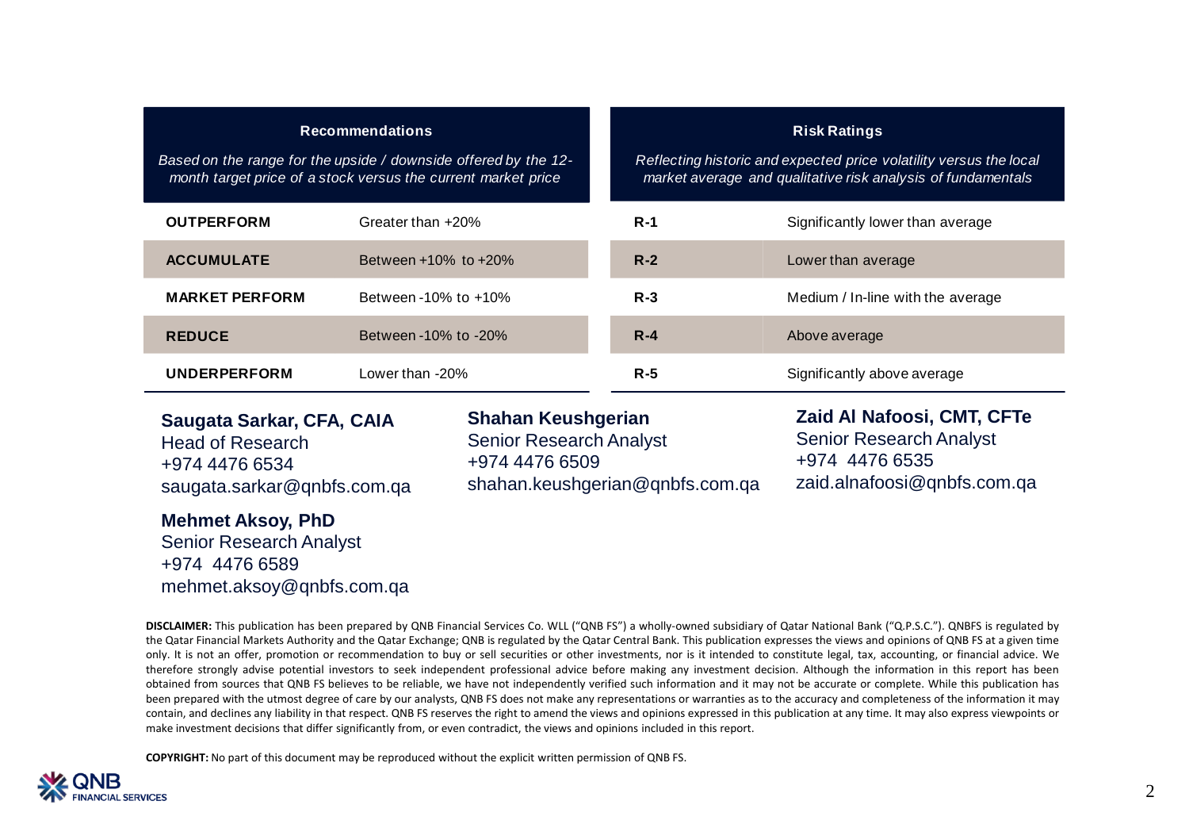| Recommendations | |
|---|---|
| *Based on the range for the upside / downside offered by the 12-month target price of a stock versus the current market price* | |
| **OUTPERFORM** | Greater than +20% |
| **ACCUMULATE** | Between +10% to +20% |
| **MARKET PERFORM** | Between -10% to +10% |
| **REDUCE** | Between -10% to -20% |
| **UNDERPERFORM** | Lower than -20% |

| Risk Ratings | |
|---|---|
| *Reflecting historic and expected price volatility versus the local market average and qualitative risk analysis of fundamentals* | |
| **R-1** | Significantly lower than average |
| **R-2** | Lower than average |
| **R-3** | Medium / In-line with the average |
| **R-4** | Above average |
| **R-5** | Significantly above average |

**Saugata Sarkar, CFA, CAIA**
Head of Research
+974 4476 6534
saugata.sarkar@qnbfs.com.qa

**Shahan Keushgerian**
Senior Research Analyst
+974 4476 6509
shahan.keushgerian@qnbfs.com.qa

**Zaid Al Nafoosi, CMT, CFTe**
Senior Research Analyst
+974 4476 6535
zaid.alnafoosi@qnbfs.com.qa

**Mehmet Aksoy, PhD**
Senior Research Analyst
+974 4476 6589
mehmet.aksoy@qnbfs.com.qa

**DISCLAIMER:** This publication has been prepared by QNB Financial Services Co. WLL ("QNB FS") a wholly-owned subsidiary of Qatar National Bank ("Q.P.S.C."). QNBFS is regulated by the Qatar Financial Markets Authority and the Qatar Exchange; QNB is regulated by the Qatar Central Bank. This publication expresses the views and opinions of QNB FS at a given time only. It is not an offer, promotion or recommendation to buy or sell securities or other investments, nor is it intended to constitute legal, tax, accounting, or financial advice. We therefore strongly advise potential investors to seek independent professional advice before making any investment decision. Although the information in this report has been obtained from sources that QNB FS believes to be reliable, we have not independently verified such information and it may not be accurate or complete. While this publication has been prepared with the utmost degree of care by our analysts, QNB FS does not make any representations or warranties as to the accuracy and completeness of the information it may contain, and declines any liability in that respect. QNB FS reserves the right to amend the views and opinions expressed in this publication at any time. It may also express viewpoints or make investment decisions that differ significantly from, or even contradict, the views and opinions included in this report.

**COPYRIGHT:** No part of this document may be reproduced without the explicit written permission of QNB FS.

QNB FINANCIAL SERVICES